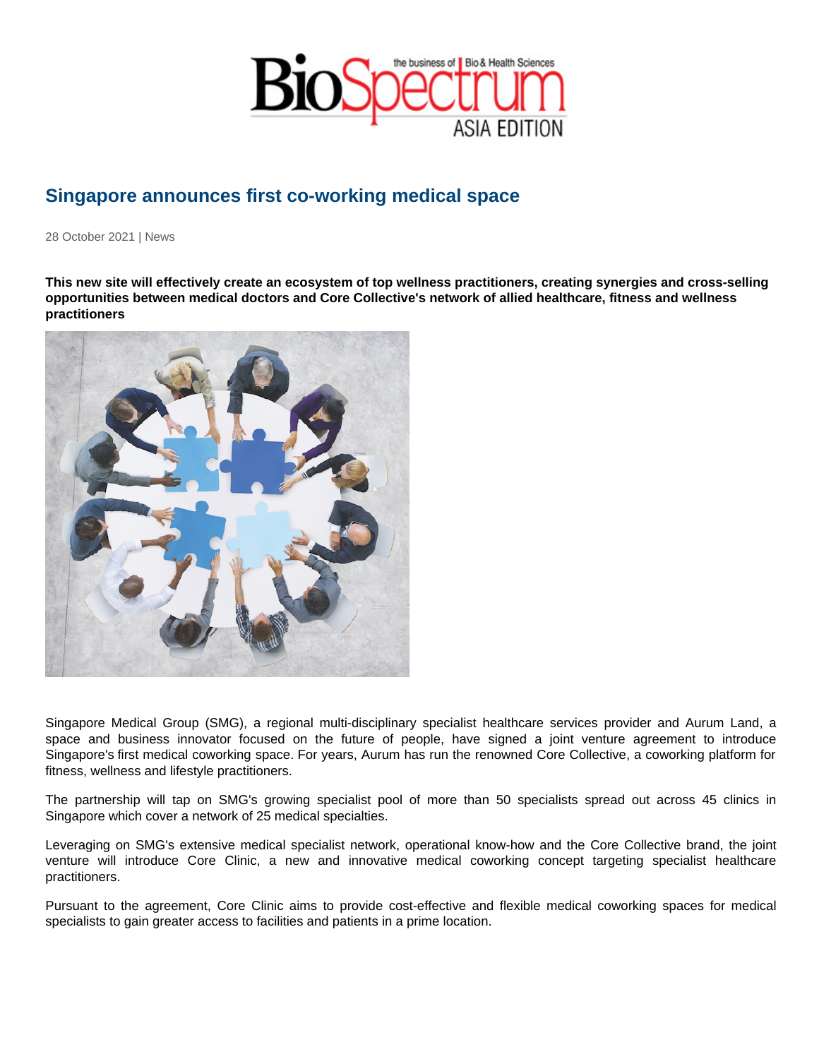# Singapore announces first co-working medical space

28 October 2021 | News

**This new site will effectively create an ecosystem of top wellness practitioners, creating synergies and cross-selling opportunities between medical doctors and Core Collective's network of allied healthcare, fitness and wellness practitioners**

Singapore Medical Group (SMG), a regional multi-disciplinary specialist healthcare services provider and Aurum Land, a space and business innovator focused on the future of people, have signed a joint venture agreement to introduce Singapore's first medical coworking space. For years, Aurum has run the renowned Core Collective, a coworking platform for fitness, wellness and lifestyle practitioners.

The partnership will tap on SMG's growing specialist pool of more than 50 specialists spread out across 45 clinics in Singapore which cover a network of 25 medical specialties.

Leveraging on SMG's extensive medical specialist network, operational know-how and the Core Collective brand, the joint venture will introduce Core Clinic, a new and innovative medical coworking concept targeting specialist healthcare practitioners.

Pursuant to the agreement, Core Clinic aims to provide cost-effective and flexible medical coworking spaces for medical specialists to gain greater access to facilities and patients in a prime location.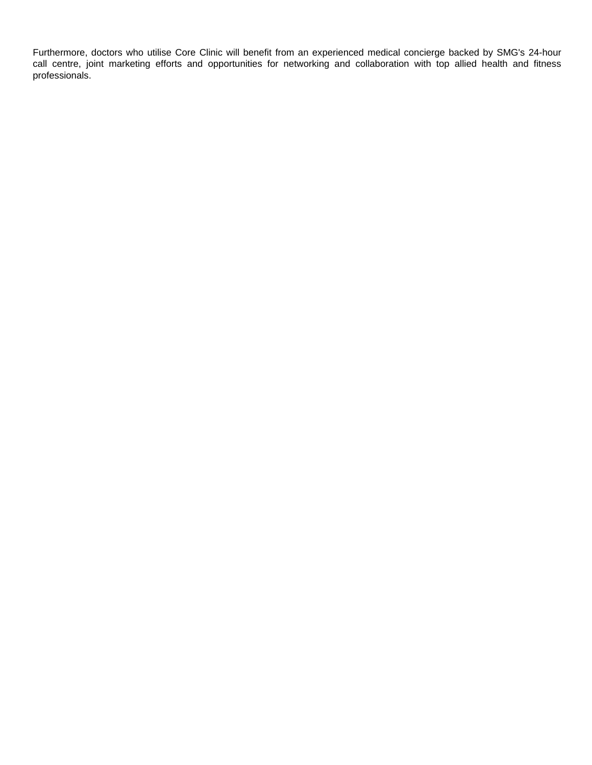Furthermore, doctors who utilise Core Clinic will benefit from an experienced medical concierge backed by SMG's 24-hour call centre, joint marketing efforts and opportunities for networking and collaboration with top allied health and fitness professionals.